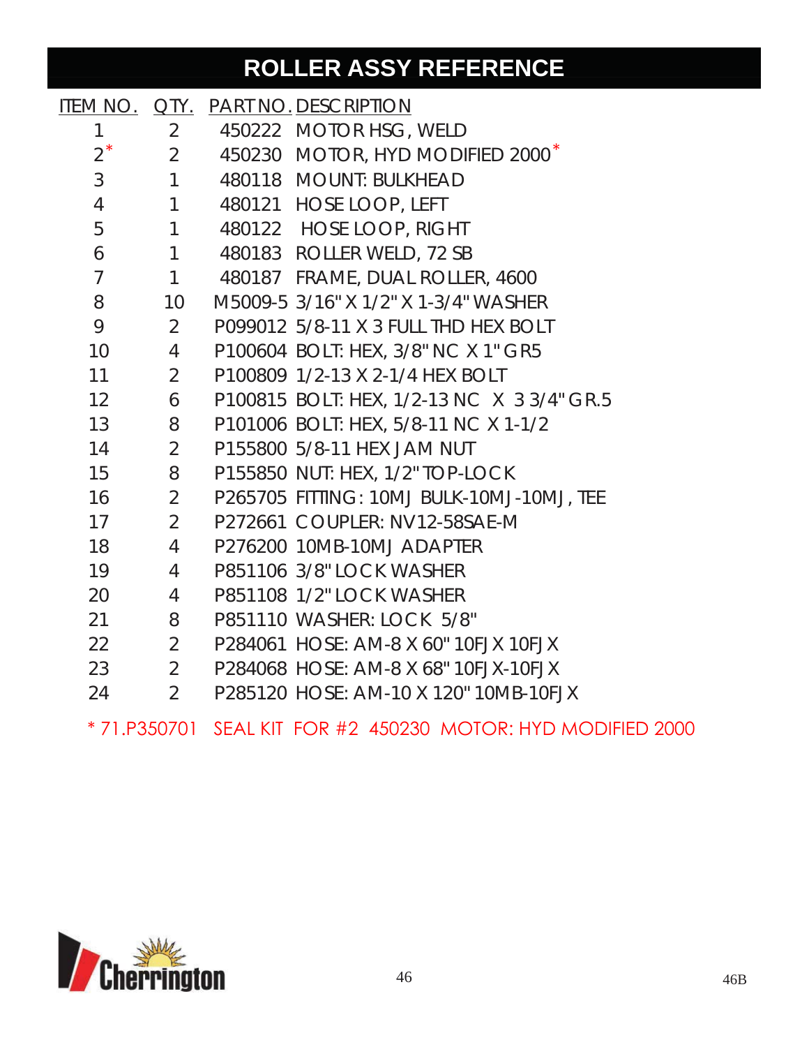# ROLLER ASSY REFERENCE

| ITEM NO. | QTY. | PART NO. | DESCRIPTION |
|---|---|---|---|
| 1 | 2 | 450222 | MOTOR HSG, WELD |
| 2* | 2 | 450230 | MOTOR, HYD MODIFIED 2000* |
| 3 | 1 | 480118 | MOUNT: BULKHEAD |
| 4 | 1 | 480121 | HOSE LOOP, LEFT |
| 5 | 1 | 480122 | HOSE LOOP, RIGHT |
| 6 | 1 | 480183 | ROLLER WELD, 72 SB |
| 7 | 1 | 480187 | FRAME, DUAL ROLLER, 4600 |
| 8 | 10 | M5009-5 | 3/16" X 1/2" X 1-3/4" WASHER |
| 9 | 2 | P099012 | 5/8-11 X 3 FULL THD HEX BOLT |
| 10 | 4 | P100604 | BOLT: HEX, 3/8" NC X 1" GR5 |
| 11 | 2 | P100809 | 1/2-13 X 2-1/4 HEX BOLT |
| 12 | 6 | P100815 | BOLT: HEX, 1/2-13 NC X 3 3/4" GR.5 |
| 13 | 8 | P101006 | BOLT: HEX, 5/8-11 NC X 1-1/2 |
| 14 | 2 | P155800 | 5/8-11 HEX JAM NUT |
| 15 | 8 | P155850 | NUT: HEX, 1/2" TOP-LOCK |
| 16 | 2 | P265705 | FITTING: 10MJ BULK-10MJ-10MJ, TEE |
| 17 | 2 | P272661 | COUPLER: NV12-58SAE-M |
| 18 | 4 | P276200 | 10MB-10MJ ADAPTER |
| 19 | 4 | P851106 | 3/8" LOCK WASHER |
| 20 | 4 | P851108 | 1/2" LOCK WASHER |
| 21 | 8 | P851110 | WASHER: LOCK 5/8" |
| 22 | 2 | P284061 | HOSE: AM-8 X 60" 10FJX 10FJX |
| 23 | 2 | P284068 | HOSE: AM-8 X 68" 10FJX-10FJX |
| 24 | 2 | P285120 | HOSE: AM-10 X 120" 10MB-10FJX |

* 71.P350701 SEAL KIT FOR #2 450230 MOTOR: HYD MODIFIED 2000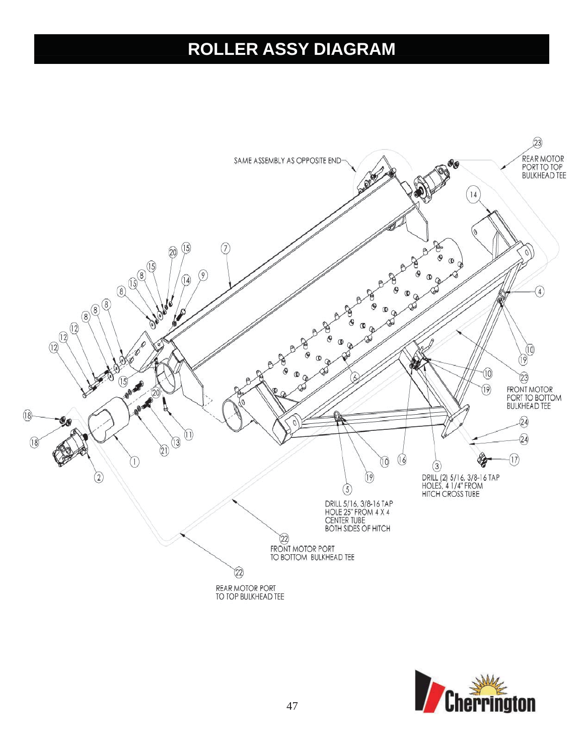# ROLLER ASSY DIAGRAM

SAME ASSEMBLY AS OPPOSITE END

23 REAR MOTOR PORT TO TOP BULKHEAD TEE

23 FRONT MOTOR PORT TO BOTTOM BULKHEAD TEE

3 DRILL (2) 5/16, 3/8-16 TAP HOLES, 4 1/4" FROM HITCH CROSS TUBE

5 DRILL 5/16, 3/8-16 TAP HOLE 25" FROM 4 X 4 CENTER TUBE BOTH SIDES OF HITCH

22 FRONT MOTOR PORT TO BOTTOM BULKHEAD TEE

22 REAR MOTOR PORT TO TOP BULKHEAD TEE